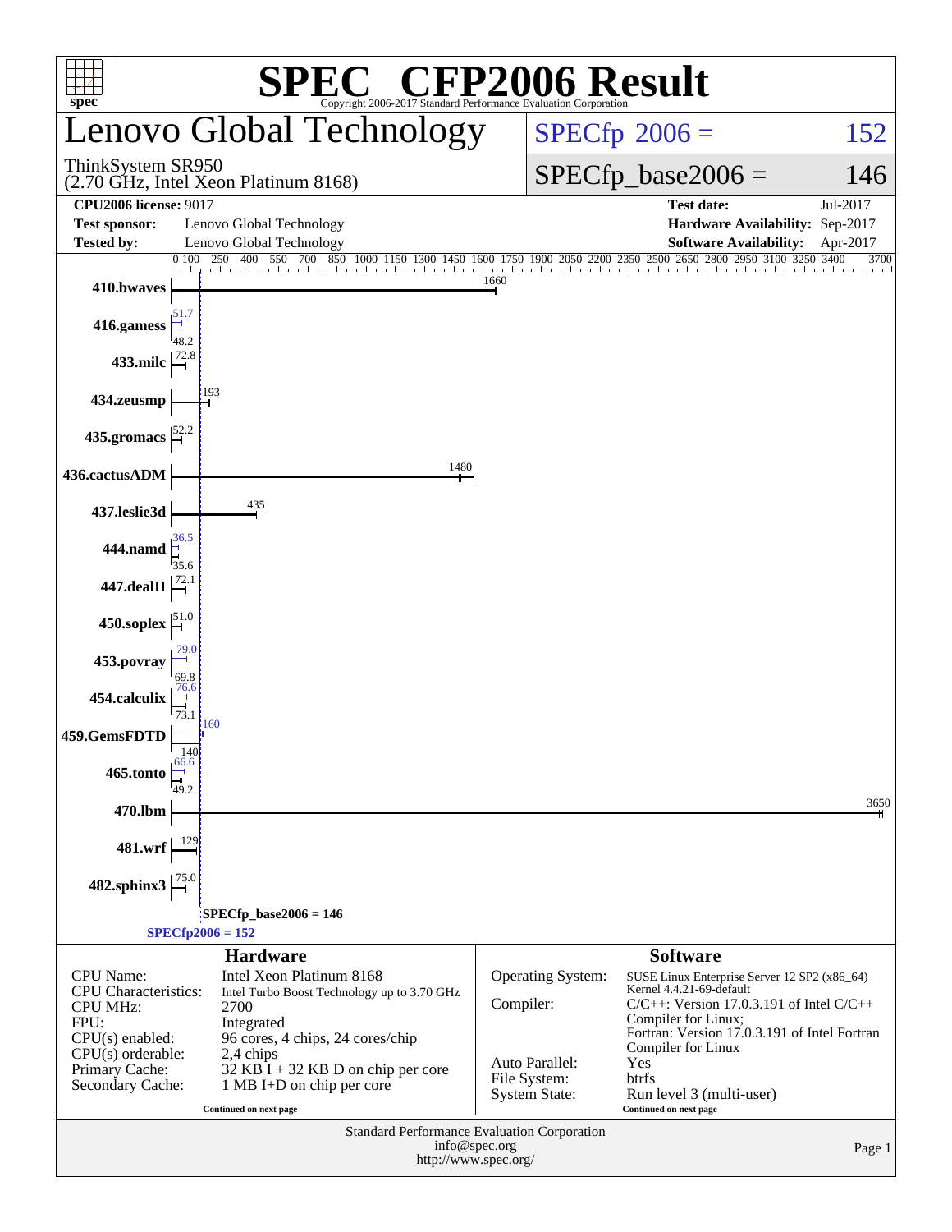# SPEC CFP2006 Result

Copyright 2006-2017 Standard Performance Evaluation Corporation

## Lenovo Global Technology

ThinkSystem SR950
(2.70 GHz, Intel Xeon Platinum 8168)

SPECfp 2006 = 152

SPECfp_base2006 = 146

| | | | |
|---|---|---|---|
| **CPU2006 license:** 9017 | | **Test date:** | Jul-2017 |
| **Test sponsor:** | Lenovo Global Technology | **Hardware Availability:** | Sep-2017 |
| **Tested by:** | Lenovo Global Technology | **Software Availability:** | Apr-2017 |

| Benchmark | Peak | Base |
|---|---|---|
| 410.bwaves | | 1660 |
| 416.gamess | 51.7 | 48.2 |
| 433.milc | | 72.8 |
| 434.zeusmp | | 193 |
| 435.gromacs | | 52.2 |
| 436.cactusADM | | 1480 |
| 437.leslie3d | | 435 |
| 444.namd | 36.5 | 35.6 |
| 447.dealII | | 72.1 |
| 450.soplex | | 51.0 |
| 453.povray | 79.0 | 69.8 |
| 454.calculix | 76.6 | 73.1 |
| 459.GemsFDTD | 160 | 140 |
| 465.tonto | 66.6 | 49.2 |
| 470.lbm | | 3650 |
| 481.wrf | | 129 |
| 482.sphinx3 | | 75.0 |

SPECfp_base2006 = 146

SPECfp2006 = 152

### Hardware

| | |
|---|---|
| CPU Name: | Intel Xeon Platinum 8168 |
| CPU Characteristics: | Intel Turbo Boost Technology up to 3.70 GHz |
| CPU MHz: | 2700 |
| FPU: | Integrated |
| CPU(s) enabled: | 96 cores, 4 chips, 24 cores/chip |
| CPU(s) orderable: | 2,4 chips |
| Primary Cache: | 32 KB I + 32 KB D on chip per core |
| Secondary Cache: | 1 MB I+D on chip per core |

Continued on next page

### Software

| | |
|---|---|
| Operating System: | SUSE Linux Enterprise Server 12 SP2 (x86_64) Kernel 4.4.21-69-default |
| Compiler: | C/C++: Version 17.0.3.191 of Intel C/C++ Compiler for Linux; Fortran: Version 17.0.3.191 of Intel Fortran Compiler for Linux |
| Auto Parallel: | Yes |
| File System: | btrfs |
| System State: | Run level 3 (multi-user) |

Continued on next page

Standard Performance Evaluation Corporation
info@spec.org
http://www.spec.org/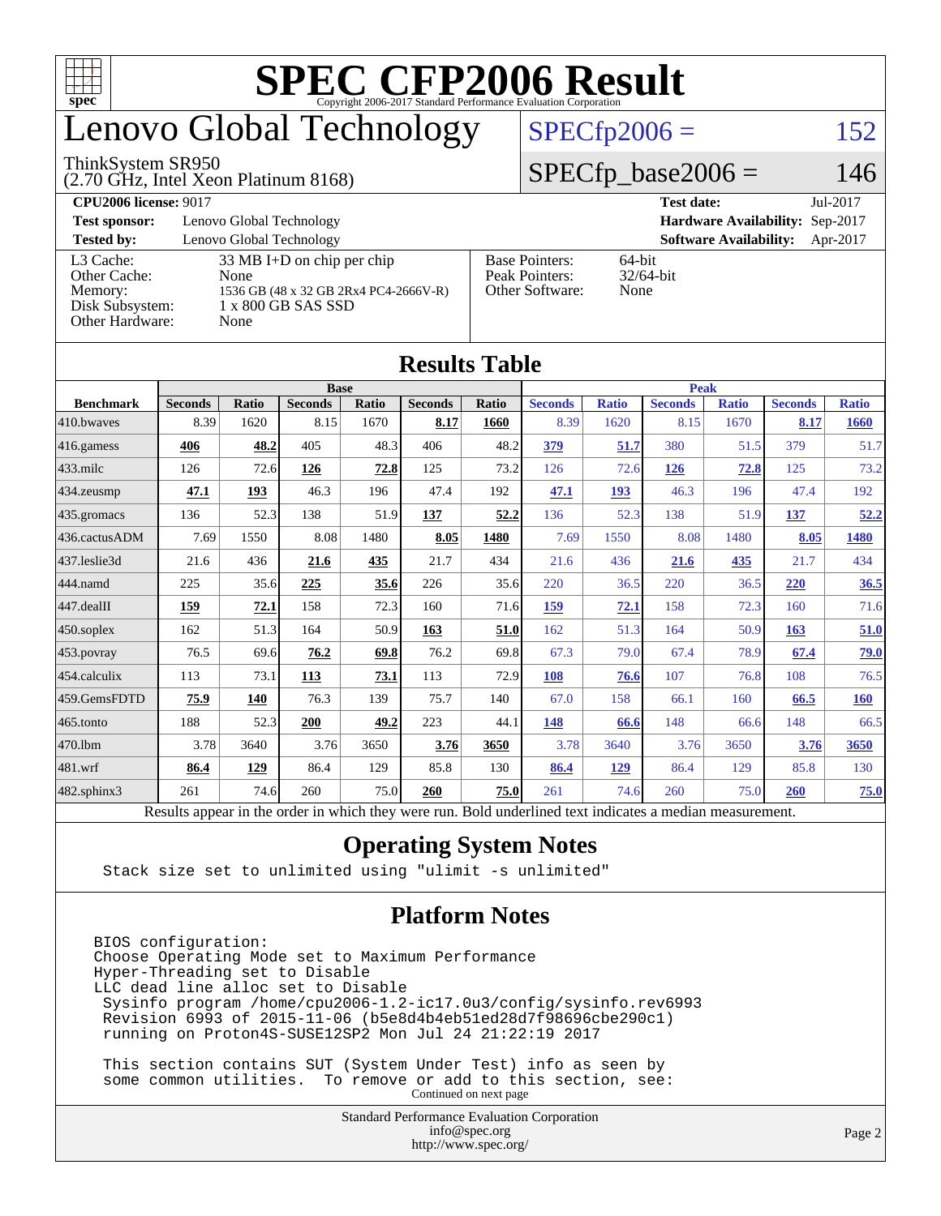# SPEC CFP2006 Result

Copyright 2006-2017 Standard Performance Evaluation Corporation

# Lenovo Global Technology

ThinkSystem SR950
(2.70 GHz, Intel Xeon Platinum 8168)

SPECfp2006 = 152

SPECfp_base2006 = 146

| | | | |
|---|---|---|---|
| **CPU2006 license:** 9017 | | **Test date:** | Jul-2017 |
| **Test sponsor:** | Lenovo Global Technology | **Hardware Availability:** | Sep-2017 |
| **Tested by:** | Lenovo Global Technology | **Software Availability:** | Apr-2017 |

| | | | |
|---|---|---|---|
| L3 Cache: | 33 MB I+D on chip per chip | Base Pointers: | 64-bit |
| Other Cache: | None | Peak Pointers: | 32/64-bit |
| Memory: | 1536 GB (48 x 32 GB 2Rx4 PC4-2666V-R) | Other Software: | None |
| Disk Subsystem: | 1 x 800 GB SAS SSD | | |
| Other Hardware: | None | | |

## Results Table

| | Base | | | | | | Peak | | | | | |
|---|---|---|---|---|---|---|---|---|---|---|---|---|
| **Benchmark** | **Seconds** | **Ratio** | **Seconds** | **Ratio** | **Seconds** | **Ratio** | **Seconds** | **Ratio** | **Seconds** | **Ratio** | **Seconds** | **Ratio** |
| 410.bwaves | 8.39 | 1620 | 8.15 | 1670 | **8.17** | **1660** | 8.39 | 1620 | 8.15 | 1670 | **8.17** | **1660** |
| 416.gamess | **406** | **48.2** | 405 | 48.3 | 406 | 48.2 | **379** | **51.7** | 380 | 51.5 | 379 | 51.7 |
| 433.milc | 126 | 72.6 | **126** | **72.8** | 125 | 73.2 | 126 | 72.6 | **126** | **72.8** | 125 | 73.2 |
| 434.zeusmp | **47.1** | **193** | 46.3 | 196 | 47.4 | 192 | **47.1** | **193** | 46.3 | 196 | 47.4 | 192 |
| 435.gromacs | 136 | 52.3 | 138 | 51.9 | **137** | **52.2** | 136 | 52.3 | 138 | 51.9 | **137** | **52.2** |
| 436.cactusADM | 7.69 | 1550 | 8.08 | 1480 | **8.05** | **1480** | 7.69 | 1550 | 8.08 | 1480 | **8.05** | **1480** |
| 437.leslie3d | 21.6 | 436 | **21.6** | **435** | 21.7 | 434 | 21.6 | 436 | **21.6** | **435** | 21.7 | 434 |
| 444.namd | 225 | 35.6 | **225** | **35.6** | 226 | 35.6 | 220 | 36.5 | 220 | 36.5 | **220** | **36.5** |
| 447.dealII | **159** | **72.1** | 158 | 72.3 | 160 | 71.6 | **159** | **72.1** | 158 | 72.3 | 160 | 71.6 |
| 450.soplex | 162 | 51.3 | 164 | 50.9 | **163** | **51.0** | 162 | 51.3 | 164 | 50.9 | **163** | **51.0** |
| 453.povray | 76.5 | 69.6 | **76.2** | **69.8** | 76.2 | 69.8 | 67.3 | 79.0 | 67.4 | 78.9 | **67.4** | **79.0** |
| 454.calculix | 113 | 73.1 | **113** | **73.1** | 113 | 72.9 | **108** | **76.6** | 107 | 76.8 | 108 | 76.5 |
| 459.GemsFDTD | **75.9** | **140** | 76.3 | 139 | 75.7 | 140 | 67.0 | 158 | 66.1 | 160 | **66.5** | **160** |
| 465.tonto | 188 | 52.3 | **200** | **49.2** | 223 | 44.1 | **148** | **66.6** | 148 | 66.6 | 148 | 66.5 |
| 470.lbm | 3.78 | 3640 | 3.76 | 3650 | **3.76** | **3650** | 3.78 | 3640 | 3.76 | 3650 | **3.76** | **3650** |
| 481.wrf | **86.4** | **129** | 86.4 | 129 | 85.8 | 130 | **86.4** | **129** | 86.4 | 129 | 85.8 | 130 |
| 482.sphinx3 | 261 | 74.6 | 260 | 75.0 | **260** | **75.0** | 261 | 74.6 | 260 | 75.0 | **260** | **75.0** |

Results appear in the order in which they were run. Bold underlined text indicates a median measurement.

## Operating System Notes

```
Stack size set to unlimited using "ulimit -s unlimited"
```

## Platform Notes

```
BIOS configuration:
Choose Operating Mode set to Maximum Performance
Hyper-Threading set to Disable
LLC dead line alloc set to Disable
 Sysinfo program /home/cpu2006-1.2-ic17.0u3/config/sysinfo.rev6993
 Revision 6993 of 2015-11-06 (b5e8d4b4eb51ed28d7f98696cbe290c1)
 running on Proton4S-SUSE12SP2 Mon Jul 24 21:22:19 2017

 This section contains SUT (System Under Test) info as seen by
 some common utilities.  To remove or add to this section, see:
```

Continued on next page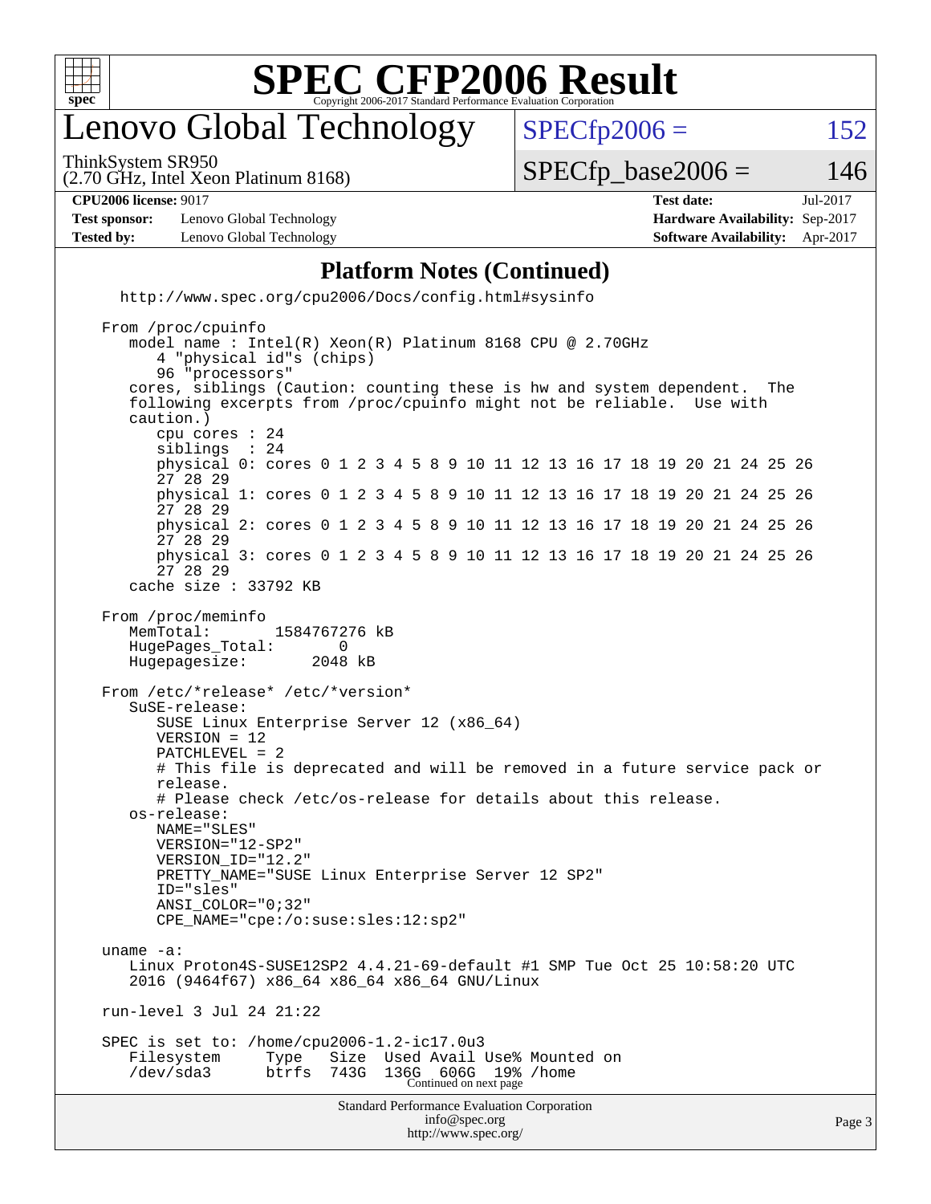# SPEC CFP2006 Result

## Lenovo Global Technology

ThinkSystem SR950
(2.70 GHz, Intel Xeon Platinum 8168)

SPECfp2006 = 152

SPECfp_base2006 = 146

| | | | |
|---|---|---|---|
| **CPU2006 license:** 9017 | | **Test date:** | Jul-2017 |
| **Test sponsor:** | Lenovo Global Technology | **Hardware Availability:** | Sep-2017 |
| **Tested by:** | Lenovo Global Technology | **Software Availability:** | Apr-2017 |

### Platform Notes (Continued)

```
   http://www.spec.org/cpu2006/Docs/config.html#sysinfo

 From /proc/cpuinfo
    model name : Intel(R) Xeon(R) Platinum 8168 CPU @ 2.70GHz
       4 "physical id"s (chips)
       96 "processors"
    cores, siblings (Caution: counting these is hw and system dependent.  The
    following excerpts from /proc/cpuinfo might not be reliable.  Use with
    caution.)
       cpu cores : 24
       siblings  : 24
       physical 0: cores 0 1 2 3 4 5 8 9 10 11 12 13 16 17 18 19 20 21 24 25 26
       27 28 29
       physical 1: cores 0 1 2 3 4 5 8 9 10 11 12 13 16 17 18 19 20 21 24 25 26
       27 28 29
       physical 2: cores 0 1 2 3 4 5 8 9 10 11 12 13 16 17 18 19 20 21 24 25 26
       27 28 29
       physical 3: cores 0 1 2 3 4 5 8 9 10 11 12 13 16 17 18 19 20 21 24 25 26
       27 28 29
    cache size : 33792 KB

 From /proc/meminfo
    MemTotal:       1584767276 kB
    HugePages_Total:       0
    Hugepagesize:       2048 kB

 From /etc/*release* /etc/*version*
    SuSE-release:
       SUSE Linux Enterprise Server 12 (x86_64)
       VERSION = 12
       PATCHLEVEL = 2
       # This file is deprecated and will be removed in a future service pack or
       release.
       # Please check /etc/os-release for details about this release.
    os-release:
       NAME="SLES"
       VERSION="12-SP2"
       VERSION_ID="12.2"
       PRETTY_NAME="SUSE Linux Enterprise Server 12 SP2"
       ID="sles"
       ANSI_COLOR="0;32"
       CPE_NAME="cpe:/o:suse:sles:12:sp2"

 uname -a:
    Linux Proton4S-SUSE12SP2 4.4.21-69-default #1 SMP Tue Oct 25 10:58:20 UTC
    2016 (9464f67) x86_64 x86_64 x86_64 GNU/Linux

 run-level 3 Jul 24 21:22

 SPEC is set to: /home/cpu2006-1.2-ic17.0u3
    Filesystem     Type   Size  Used Avail Use% Mounted on
    /dev/sda3      btrfs  743G  136G  606G  19% /home
```

Continued on next page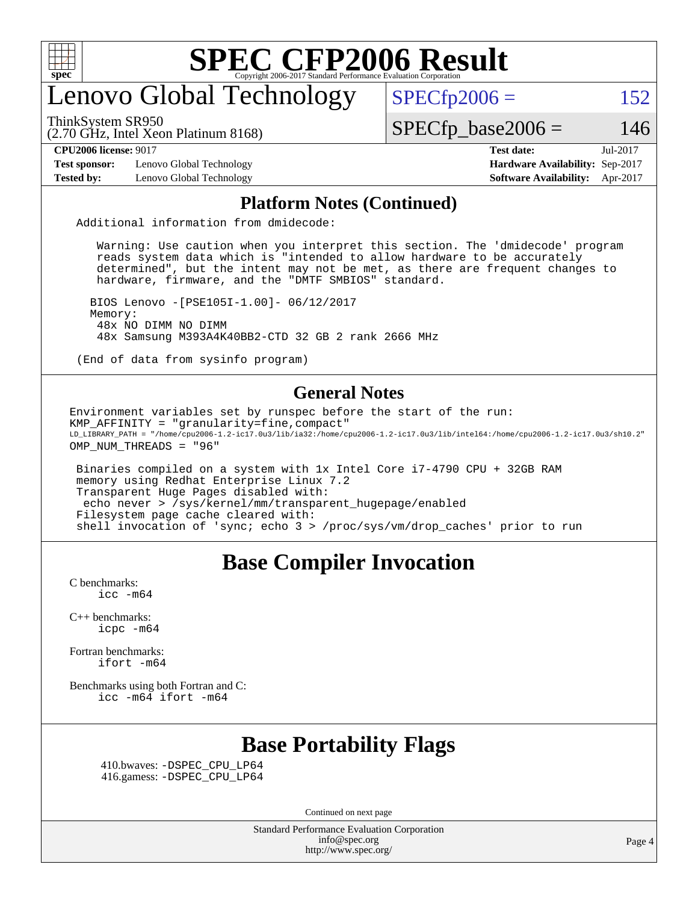## Platform Notes (Continued)

```
Additional information from dmidecode:

   Warning: Use caution when you interpret this section. The 'dmidecode' program
   reads system data which is "intended to allow hardware to be accurately
   determined", but the intent may not be met, as there are frequent changes to
   hardware, firmware, and the "DMTF SMBIOS" standard.

  BIOS Lenovo -[PSE105I-1.00]- 06/12/2017
  Memory:
   48x NO DIMM NO DIMM
   48x Samsung M393A4K40BB2-CTD 32 GB 2 rank 2666 MHz

(End of data from sysinfo program)
```

## General Notes

```
Environment variables set by runspec before the start of the run:
KMP_AFFINITY = "granularity=fine,compact"
LD_LIBRARY_PATH = "/home/cpu2006-1.2-ic17.0u3/lib/ia32:/home/cpu2006-1.2-ic17.0u3/lib/intel64:/home/cpu2006-1.2-ic17.0u3/sh10.2"
OMP_NUM_THREADS = "96"

 Binaries compiled on a system with 1x Intel Core i7-4790 CPU + 32GB RAM
 memory using Redhat Enterprise Linux 7.2
 Transparent Huge Pages disabled with:
  echo never > /sys/kernel/mm/transparent_hugepage/enabled
 Filesystem page cache cleared with:
 shell invocation of 'sync; echo 3 > /proc/sys/vm/drop_caches' prior to run
```

## Base Compiler Invocation

C benchmarks:
    icc -m64

C++ benchmarks:
    icpc -m64

Fortran benchmarks:
    ifort -m64

Benchmarks using both Fortran and C:
    icc -m64 ifort -m64

## Base Portability Flags

410.bwaves: -DSPEC_CPU_LP64
416.gamess: -DSPEC_CPU_LP64

Continued on next page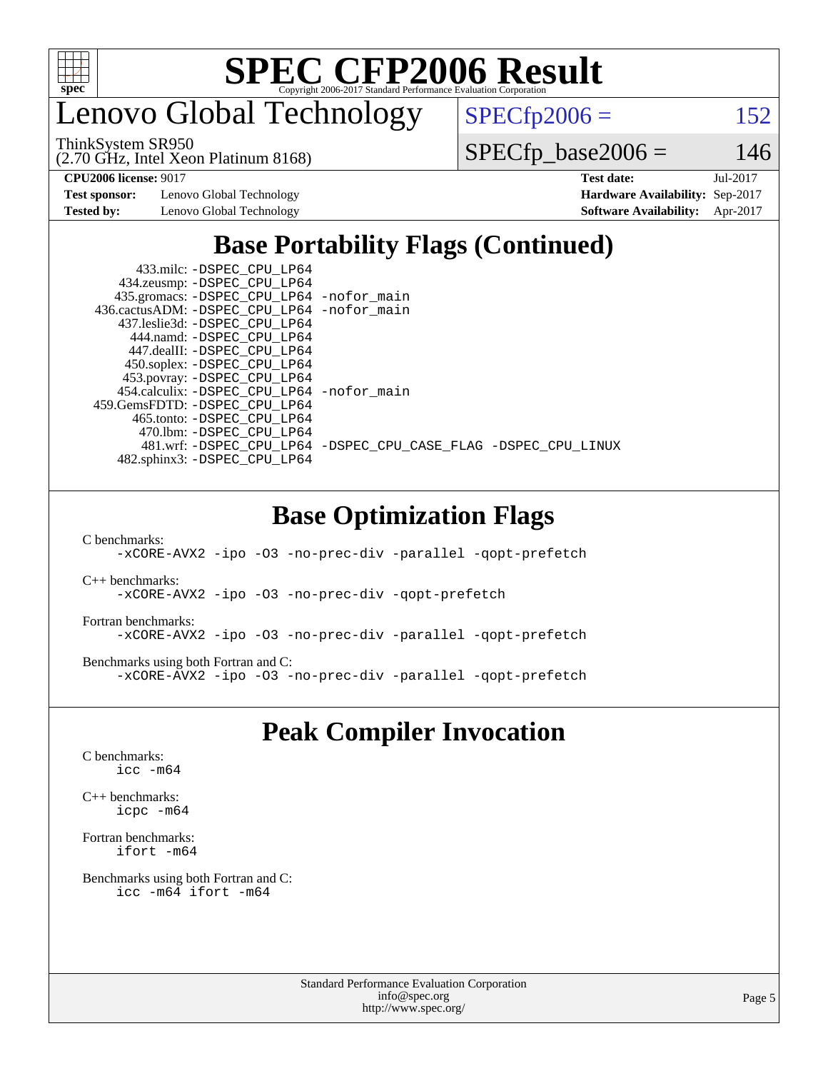# SPEC CFP2006 Result

Copyright 2006-2017 Standard Performance Evaluation Corporation

## Lenovo Global Technology

ThinkSystem SR950
(2.70 GHz, Intel Xeon Platinum 8168)

SPECfp2006 = 152

SPECfp_base2006 = 146

| | | | |
|---|---|---|---|
| **CPU2006 license:** 9017 | | **Test date:** | Jul-2017 |
| **Test sponsor:** | Lenovo Global Technology | **Hardware Availability:** | Sep-2017 |
| **Tested by:** | Lenovo Global Technology | **Software Availability:** | Apr-2017 |

## Base Portability Flags (Continued)

```
      433.milc: -DSPEC_CPU_LP64
    434.zeusmp: -DSPEC_CPU_LP64
   435.gromacs: -DSPEC_CPU_LP64 -nofor_main
 436.cactusADM: -DSPEC_CPU_LP64 -nofor_main
   437.leslie3d: -DSPEC_CPU_LP64
     444.namd: -DSPEC_CPU_LP64
    447.dealII: -DSPEC_CPU_LP64
    450.soplex: -DSPEC_CPU_LP64
    453.povray: -DSPEC_CPU_LP64
  454.calculix: -DSPEC_CPU_LP64 -nofor_main
 459.GemsFDTD: -DSPEC_CPU_LP64
     465.tonto: -DSPEC_CPU_LP64
      470.lbm: -DSPEC_CPU_LP64
      481.wrf: -DSPEC_CPU_LP64 -DSPEC_CPU_CASE_FLAG -DSPEC_CPU_LINUX
   482.sphinx3: -DSPEC_CPU_LP64
```

## Base Optimization Flags

C benchmarks:
```
-xCORE-AVX2 -ipo -O3 -no-prec-div -parallel -qopt-prefetch
```

C++ benchmarks:
```
-xCORE-AVX2 -ipo -O3 -no-prec-div -qopt-prefetch
```

Fortran benchmarks:
```
-xCORE-AVX2 -ipo -O3 -no-prec-div -parallel -qopt-prefetch
```

Benchmarks using both Fortran and C:
```
-xCORE-AVX2 -ipo -O3 -no-prec-div -parallel -qopt-prefetch
```

## Peak Compiler Invocation

C benchmarks:
```
icc -m64
```

C++ benchmarks:
```
icpc -m64
```

Fortran benchmarks:
```
ifort -m64
```

Benchmarks using both Fortran and C:
```
icc -m64 ifort -m64
```

Standard Performance Evaluation Corporation
info@spec.org
http://www.spec.org/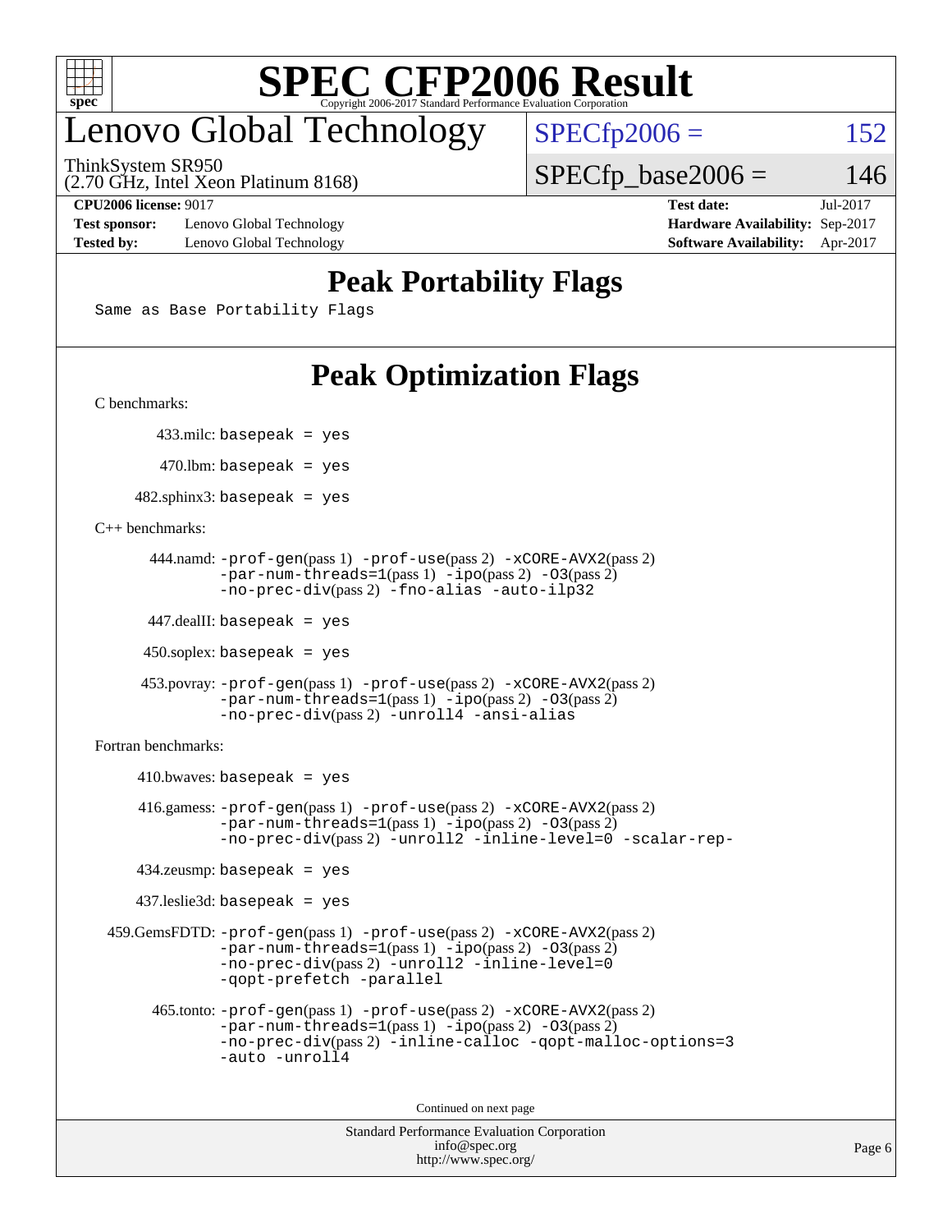# SPEC CFP2006 Result

Copyright 2006-2017 Standard Performance Evaluation Corporation

## Lenovo Global Technology

ThinkSystem SR950
(2.70 GHz, Intel Xeon Platinum 8168)

SPECfp2006 = 152

SPECfp_base2006 = 146

| | | | |
|---|---|---|---|
| **CPU2006 license:** 9017 | | **Test date:** | Jul-2017 |
| **Test sponsor:** | Lenovo Global Technology | **Hardware Availability:** | Sep-2017 |
| **Tested by:** | Lenovo Global Technology | **Software Availability:** | Apr-2017 |

## Peak Portability Flags

Same as Base Portability Flags

## Peak Optimization Flags

C benchmarks:

433.milc: basepeak = yes

470.lbm: basepeak = yes

482.sphinx3: basepeak = yes

C++ benchmarks:

444.namd: -prof-gen(pass 1) -prof-use(pass 2) -xCORE-AVX2(pass 2) -par-num-threads=1(pass 1) -ipo(pass 2) -O3(pass 2) -no-prec-div(pass 2) -fno-alias -auto-ilp32

447.dealII: basepeak = yes

450.soplex: basepeak = yes

453.povray: -prof-gen(pass 1) -prof-use(pass 2) -xCORE-AVX2(pass 2) -par-num-threads=1(pass 1) -ipo(pass 2) -O3(pass 2) -no-prec-div(pass 2) -unroll4 -ansi-alias

Fortran benchmarks:

410.bwaves: basepeak = yes

416.gamess: -prof-gen(pass 1) -prof-use(pass 2) -xCORE-AVX2(pass 2) -par-num-threads=1(pass 1) -ipo(pass 2) -O3(pass 2) -no-prec-div(pass 2) -unroll2 -inline-level=0 -scalar-rep-

434.zeusmp: basepeak = yes

437.leslie3d: basepeak = yes

459.GemsFDTD: -prof-gen(pass 1) -prof-use(pass 2) -xCORE-AVX2(pass 2) -par-num-threads=1(pass 1) -ipo(pass 2) -O3(pass 2) -no-prec-div(pass 2) -unroll2 -inline-level=0 -qopt-prefetch -parallel

465.tonto: -prof-gen(pass 1) -prof-use(pass 2) -xCORE-AVX2(pass 2) -par-num-threads=1(pass 1) -ipo(pass 2) -O3(pass 2) -no-prec-div(pass 2) -inline-calloc -qopt-malloc-options=3 -auto -unroll4

Continued on next page

Standard Performance Evaluation Corporation
info@spec.org
http://www.spec.org/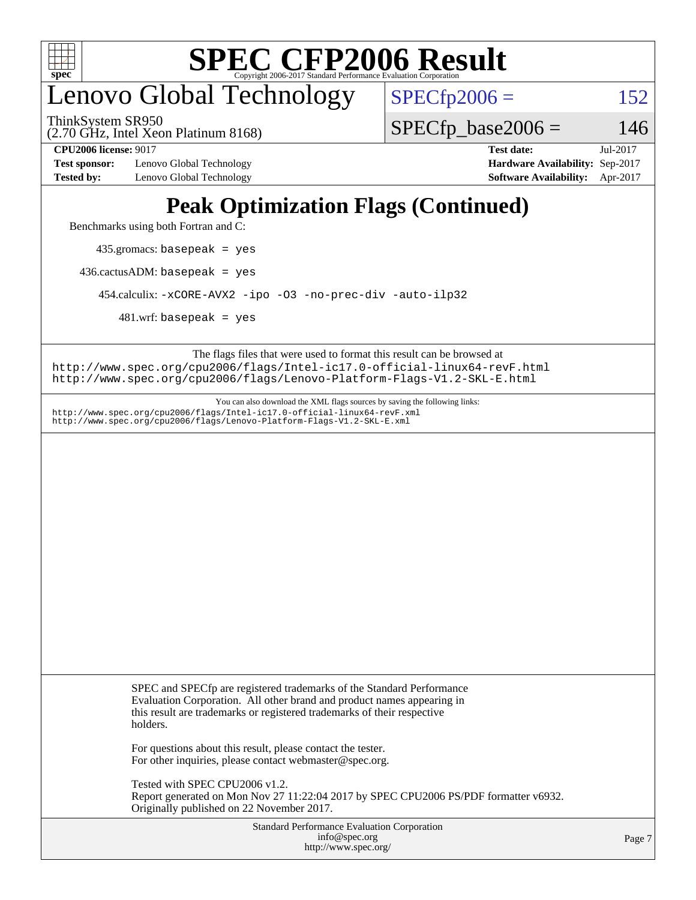# SPEC CFP2006 Result

Copyright 2006-2017 Standard Performance Evaluation Corporation

## Lenovo Global Technology

ThinkSystem SR950
(2.70 GHz, Intel Xeon Platinum 8168)

SPECfp2006 = 152

SPECfp_base2006 = 146

| | | | |
|---|---|---|---|
| **CPU2006 license:** 9017 | | **Test date:** | Jul-2017 |
| **Test sponsor:** | Lenovo Global Technology | **Hardware Availability:** | Sep-2017 |
| **Tested by:** | Lenovo Global Technology | **Software Availability:** | Apr-2017 |

## Peak Optimization Flags (Continued)

Benchmarks using both Fortran and C:

435.gromacs: `basepeak = yes`

436.cactusADM: `basepeak = yes`

454.calculix: `-xCORE-AVX2 -ipo -O3 -no-prec-div -auto-ilp32`

481.wrf: `basepeak = yes`

The flags files that were used to format this result can be browsed at
http://www.spec.org/cpu2006/flags/Intel-ic17.0-official-linux64-revF.html
http://www.spec.org/cpu2006/flags/Lenovo-Platform-Flags-V1.2-SKL-E.html

You can also download the XML flags sources by saving the following links:
http://www.spec.org/cpu2006/flags/Intel-ic17.0-official-linux64-revF.xml
http://www.spec.org/cpu2006/flags/Lenovo-Platform-Flags-V1.2-SKL-E.xml

SPEC and SPECfp are registered trademarks of the Standard Performance Evaluation Corporation. All other brand and product names appearing in this result are trademarks or registered trademarks of their respective holders.

For questions about this result, please contact the tester.
For other inquiries, please contact webmaster@spec.org.

Tested with SPEC CPU2006 v1.2.
Report generated on Mon Nov 27 11:22:04 2017 by SPEC CPU2006 PS/PDF formatter v6932.
Originally published on 22 November 2017.

Standard Performance Evaluation Corporation
info@spec.org
http://www.spec.org/